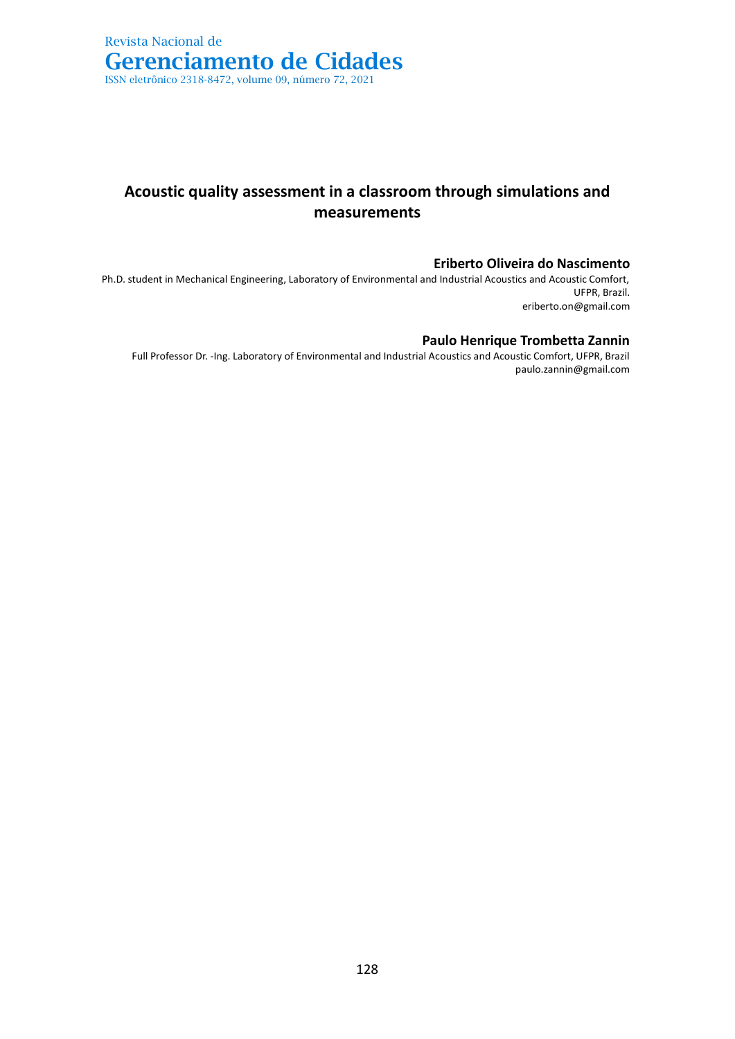# Acoustic quality assessment in a classroom through simulations and measurements

**Eriberto Oliveira do Nascimento**

Ph.D. student in Mechanical Engineering, Laboratory of Environmental and Industrial Acoustics and Acoustic Comfort, UFPR, Brazil.
eriberto.on@gmail.com

**Paulo Henrique Trombetta Zannin**

Full Professor Dr. -Ing. Laboratory of Environmental and Industrial Acoustics and Acoustic Comfort, UFPR, Brazil
paulo.zannin@gmail.com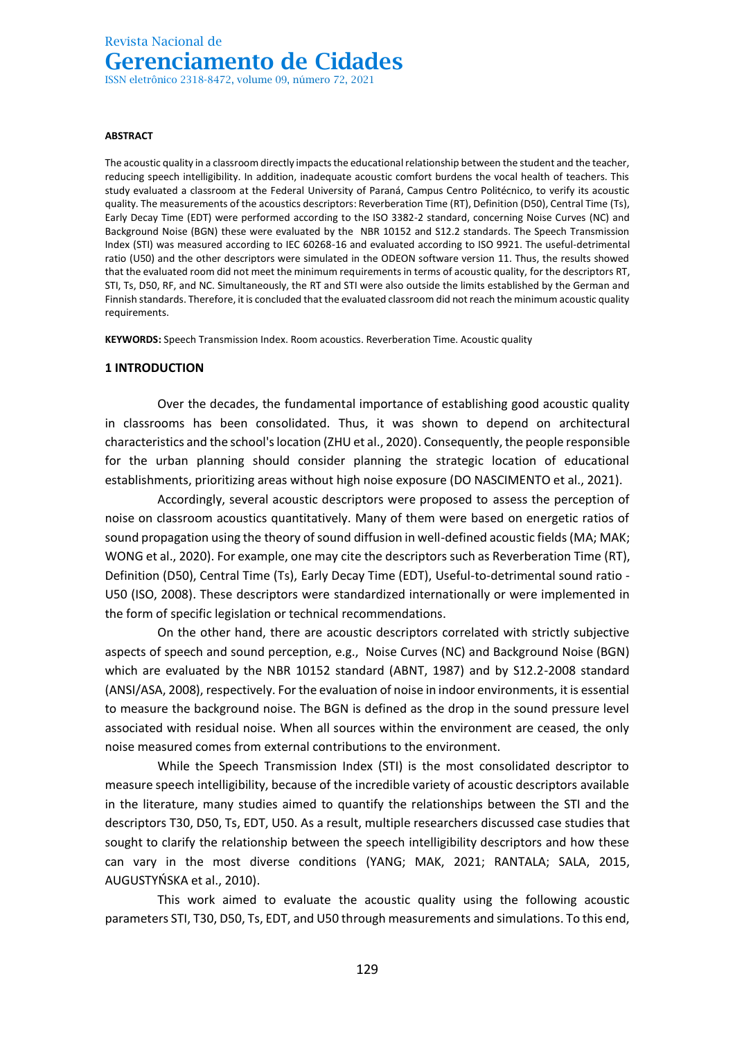**ABSTRACT**

The acoustic quality in a classroom directly impacts the educational relationship between the student and the teacher, reducing speech intelligibility. In addition, inadequate acoustic comfort burdens the vocal health of teachers. This study evaluated a classroom at the Federal University of Paraná, Campus Centro Politécnico, to verify its acoustic quality. The measurements of the acoustics descriptors: Reverberation Time (RT), Definition (D50), Central Time (Ts), Early Decay Time (EDT) were performed according to the ISO 3382-2 standard, concerning Noise Curves (NC) and Background Noise (BGN) these were evaluated by the NBR 10152 and S12.2 standards. The Speech Transmission Index (STI) was measured according to IEC 60268-16 and evaluated according to ISO 9921. The useful-detrimental ratio (U50) and the other descriptors were simulated in the ODEON software version 11. Thus, the results showed that the evaluated room did not meet the minimum requirements in terms of acoustic quality, for the descriptors RT, STI, Ts, D50, RF, and NC. Simultaneously, the RT and STI were also outside the limits established by the German and Finnish standards. Therefore, it is concluded that the evaluated classroom did not reach the minimum acoustic quality requirements.

**KEYWORDS:** Speech Transmission Index. Room acoustics. Reverberation Time. Acoustic quality

## 1 INTRODUCTION

Over the decades, the fundamental importance of establishing good acoustic quality in classrooms has been consolidated. Thus, it was shown to depend on architectural characteristics and the school's location (ZHU et al., 2020). Consequently, the people responsible for the urban planning should consider planning the strategic location of educational establishments, prioritizing areas without high noise exposure (DO NASCIMENTO et al., 2021).

Accordingly, several acoustic descriptors were proposed to assess the perception of noise on classroom acoustics quantitatively. Many of them were based on energetic ratios of sound propagation using the theory of sound diffusion in well-defined acoustic fields (MA; MAK; WONG et al., 2020). For example, one may cite the descriptors such as Reverberation Time (RT), Definition (D50), Central Time (Ts), Early Decay Time (EDT), Useful-to-detrimental sound ratio - U50 (ISO, 2008). These descriptors were standardized internationally or were implemented in the form of specific legislation or technical recommendations.

On the other hand, there are acoustic descriptors correlated with strictly subjective aspects of speech and sound perception, e.g., Noise Curves (NC) and Background Noise (BGN) which are evaluated by the NBR 10152 standard (ABNT, 1987) and by S12.2-2008 standard (ANSI/ASA, 2008), respectively. For the evaluation of noise in indoor environments, it is essential to measure the background noise. The BGN is defined as the drop in the sound pressure level associated with residual noise. When all sources within the environment are ceased, the only noise measured comes from external contributions to the environment.

While the Speech Transmission Index (STI) is the most consolidated descriptor to measure speech intelligibility, because of the incredible variety of acoustic descriptors available in the literature, many studies aimed to quantify the relationships between the STI and the descriptors T30, D50, Ts, EDT, U50. As a result, multiple researchers discussed case studies that sought to clarify the relationship between the speech intelligibility descriptors and how these can vary in the most diverse conditions (YANG; MAK, 2021; RANTALA; SALA, 2015, AUGUSTYŃSKA et al., 2010).

This work aimed to evaluate the acoustic quality using the following acoustic parameters STI, T30, D50, Ts, EDT, and U50 through measurements and simulations. To this end,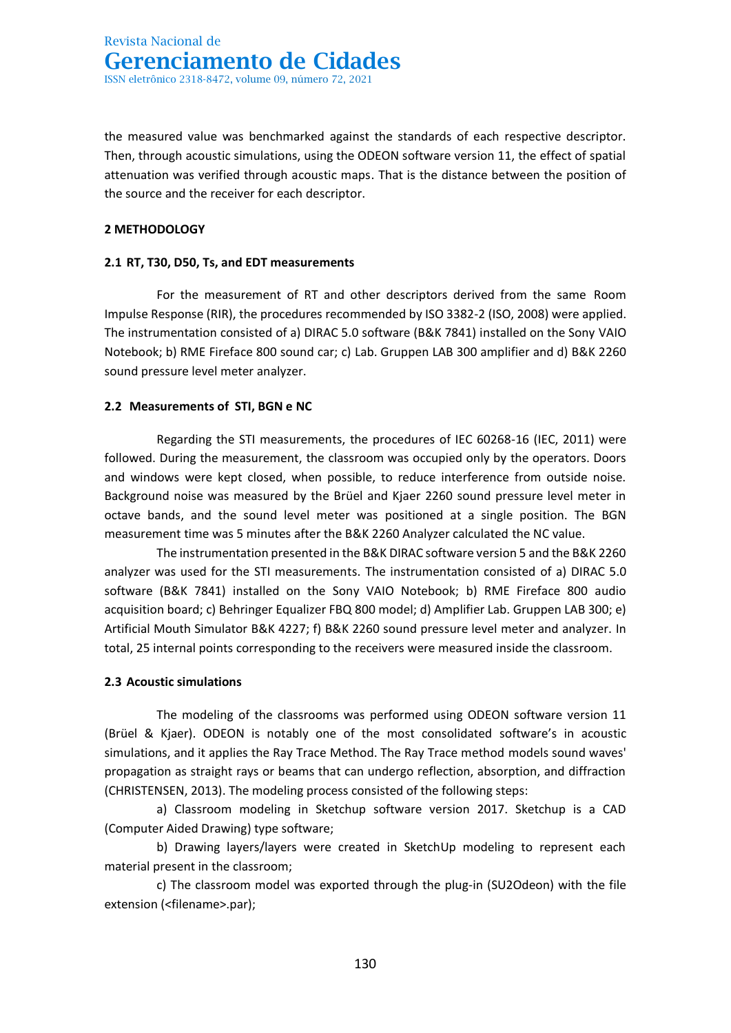the measured value was benchmarked against the standards of each respective descriptor. Then, through acoustic simulations, using the ODEON software version 11, the effect of spatial attenuation was verified through acoustic maps. That is the distance between the position of the source and the receiver for each descriptor.

## 2 METHODOLOGY

### 2.1 RT, T30, D50, Ts, and EDT measurements

For the measurement of RT and other descriptors derived from the same Room Impulse Response (RIR), the procedures recommended by ISO 3382-2 (ISO, 2008) were applied. The instrumentation consisted of a) DIRAC 5.0 software (B&K 7841) installed on the Sony VAIO Notebook; b) RME Fireface 800 sound car; c) Lab. Gruppen LAB 300 amplifier and d) B&K 2260 sound pressure level meter analyzer.

### 2.2 Measurements of STI, BGN e NC

Regarding the STI measurements, the procedures of IEC 60268-16 (IEC, 2011) were followed. During the measurement, the classroom was occupied only by the operators. Doors and windows were kept closed, when possible, to reduce interference from outside noise. Background noise was measured by the Brüel and Kjaer 2260 sound pressure level meter in octave bands, and the sound level meter was positioned at a single position. The BGN measurement time was 5 minutes after the B&K 2260 Analyzer calculated the NC value.

The instrumentation presented in the B&K DIRAC software version 5 and the B&K 2260 analyzer was used for the STI measurements. The instrumentation consisted of a) DIRAC 5.0 software (B&K 7841) installed on the Sony VAIO Notebook; b) RME Fireface 800 audio acquisition board; c) Behringer Equalizer FBQ 800 model; d) Amplifier Lab. Gruppen LAB 300; e) Artificial Mouth Simulator B&K 4227; f) B&K 2260 sound pressure level meter and analyzer. In total, 25 internal points corresponding to the receivers were measured inside the classroom.

### 2.3 Acoustic simulations

The modeling of the classrooms was performed using ODEON software version 11 (Brüel & Kjaer). ODEON is notably one of the most consolidated software's in acoustic simulations, and it applies the Ray Trace Method. The Ray Trace method models sound waves' propagation as straight rays or beams that can undergo reflection, absorption, and diffraction (CHRISTENSEN, 2013). The modeling process consisted of the following steps:

a) Classroom modeling in Sketchup software version 2017. Sketchup is a CAD (Computer Aided Drawing) type software;

b) Drawing layers/layers were created in SketchUp modeling to represent each material present in the classroom;

c) The classroom model was exported through the plug-in (SU2Odeon) with the file extension (<filename>.par);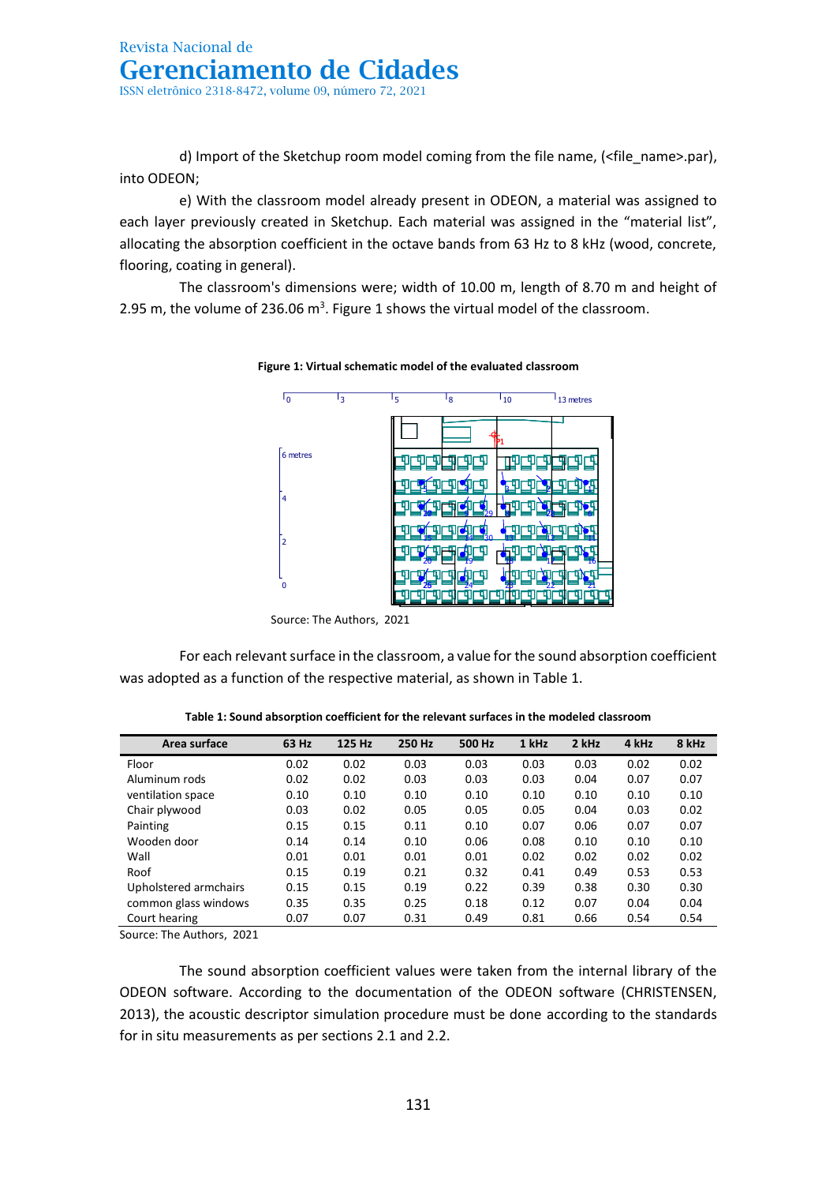d) Import of the Sketchup room model coming from the file name, (<file_name>.par), into ODEON;

e) With the classroom model already present in ODEON, a material was assigned to each layer previously created in Sketchup. Each material was assigned in the "material list", allocating the absorption coefficient in the octave bands from 63 Hz to 8 kHz (wood, concrete, flooring, coating in general).

The classroom's dimensions were; width of 10.00 m, length of 8.70 m and height of 2.95 m, the volume of 236.06 m$^3$. Figure 1 shows the virtual model of the classroom.

**Figure 1: Virtual schematic model of the evaluated classroom**

Source: The Authors, 2021

For each relevant surface in the classroom, a value for the sound absorption coefficient was adopted as a function of the respective material, as shown in Table 1.

**Table 1: Sound absorption coefficient for the relevant surfaces in the modeled classroom**

| Area surface | 63 Hz | 125 Hz | 250 Hz | 500 Hz | 1 kHz | 2 kHz | 4 kHz | 8 kHz |
|---|---|---|---|---|---|---|---|---|
| Floor | 0.02 | 0.02 | 0.03 | 0.03 | 0.03 | 0.03 | 0.02 | 0.02 |
| Aluminum rods | 0.02 | 0.02 | 0.03 | 0.03 | 0.03 | 0.04 | 0.07 | 0.07 |
| ventilation space | 0.10 | 0.10 | 0.10 | 0.10 | 0.10 | 0.10 | 0.10 | 0.10 |
| Chair plywood | 0.03 | 0.02 | 0.05 | 0.05 | 0.05 | 0.04 | 0.03 | 0.02 |
| Painting | 0.15 | 0.15 | 0.11 | 0.10 | 0.07 | 0.06 | 0.07 | 0.07 |
| Wooden door | 0.14 | 0.14 | 0.10 | 0.06 | 0.08 | 0.10 | 0.10 | 0.10 |
| Wall | 0.01 | 0.01 | 0.01 | 0.01 | 0.02 | 0.02 | 0.02 | 0.02 |
| Roof | 0.15 | 0.19 | 0.21 | 0.32 | 0.41 | 0.49 | 0.53 | 0.53 |
| Upholstered armchairs | 0.15 | 0.15 | 0.19 | 0.22 | 0.39 | 0.38 | 0.30 | 0.30 |
| common glass windows | 0.35 | 0.35 | 0.25 | 0.18 | 0.12 | 0.07 | 0.04 | 0.04 |
| Court hearing | 0.07 | 0.07 | 0.31 | 0.49 | 0.81 | 0.66 | 0.54 | 0.54 |

Source: The Authors, 2021

The sound absorption coefficient values were taken from the internal library of the ODEON software. According to the documentation of the ODEON software (CHRISTENSEN, 2013), the acoustic descriptor simulation procedure must be done according to the standards for in situ measurements as per sections 2.1 and 2.2.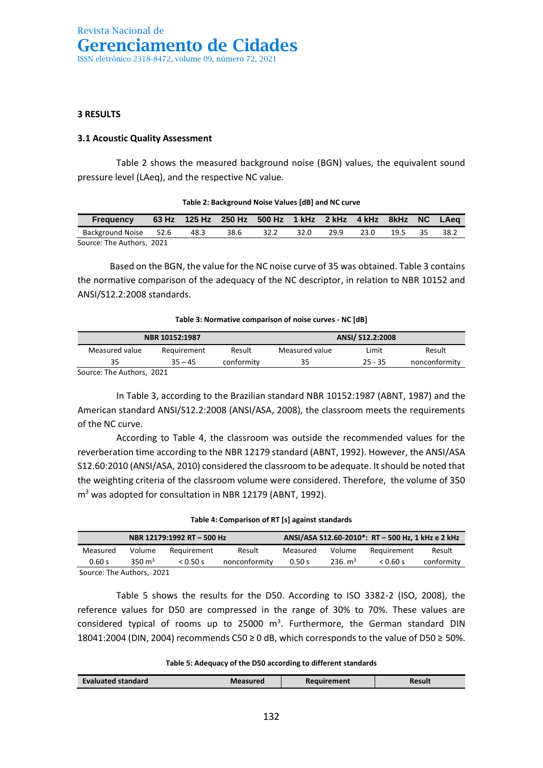## 3 RESULTS

### 3.1 Acoustic Quality Assessment

Table 2 shows the measured background noise (BGN) values, the equivalent sound pressure level (LAeq), and the respective NC value.

**Table 2: Background Noise Values [dB] and NC curve**

| Frequency | 63 Hz | 125 Hz | 250 Hz | 500 Hz | 1 kHz | 2 kHz | 4 kHz | 8kHz | NC | LAeq |
|---|---|---|---|---|---|---|---|---|---|---|
| Background Noise | 52.6 | 48.3 | 38.6 | 32.2 | 32.0 | 29.9 | 23.0 | 19.5 | 35 | 38.2 |

Source: The Authors, 2021

Based on the BGN, the value for the NC noise curve of 35 was obtained. Table 3 contains the normative comparison of the adequacy of the NC descriptor, in relation to NBR 10152 and ANSI/S12.2:2008 standards.

**Table 3: Normative comparison of noise curves - NC [dB]**

| NBR 10152:1987 | | | ANSI/ S12.2:2008 | | |
|---|---|---|---|---|---|
| Measured value | Requirement | Result | Measured value | Limit | Result |
| 35 | 35 – 45 | conformity | 35 | 25 - 35 | nonconformity |

Source: The Authors, 2021

In Table 3, according to the Brazilian standard NBR 10152:1987 (ABNT, 1987) and the American standard ANSI/S12.2:2008 (ANSI/ASA, 2008), the classroom meets the requirements of the NC curve.

According to Table 4, the classroom was outside the recommended values for the reverberation time according to the NBR 12179 standard (ABNT, 1992). However, the ANSI/ASA S12.60:2010 (ANSI/ASA, 2010) considered the classroom to be adequate. It should be noted that the weighting criteria of the classroom volume were considered. Therefore, the volume of 350 m$^3$ was adopted for consultation in NBR 12179 (ABNT, 1992).

**Table 4: Comparison of RT [s] against standards**

| NBR 12179:1992 RT – 500 Hz | | | | ANSI/ASA S12.60-2010*: RT – 500 Hz, 1 kHz e 2 kHz | | | |
|---|---|---|---|---|---|---|---|
| Measured | Volume | Requirement | Result | Measured | Volume | Requirement | Result |
| 0.60 s | 350 m$^3$ | < 0.50 s | nonconformity | 0.50 s | 236. m$^3$ | < 0.60 s | conformity |

Source: The Authors, 2021

Table 5 shows the results for the D50. According to ISO 3382-2 (ISO, 2008), the reference values for D50 are compressed in the range of 30% to 70%. These values are considered typical of rooms up to 25000 m$^3$. Furthermore, the German standard DIN 18041:2004 (DIN, 2004) recommends C50 ≥ 0 dB, which corresponds to the value of D50 ≥ 50%.

**Table 5: Adequacy of the D50 according to different standards**

| Evaluated standard | Measured | Requirement | Result |
|---|---|---|---|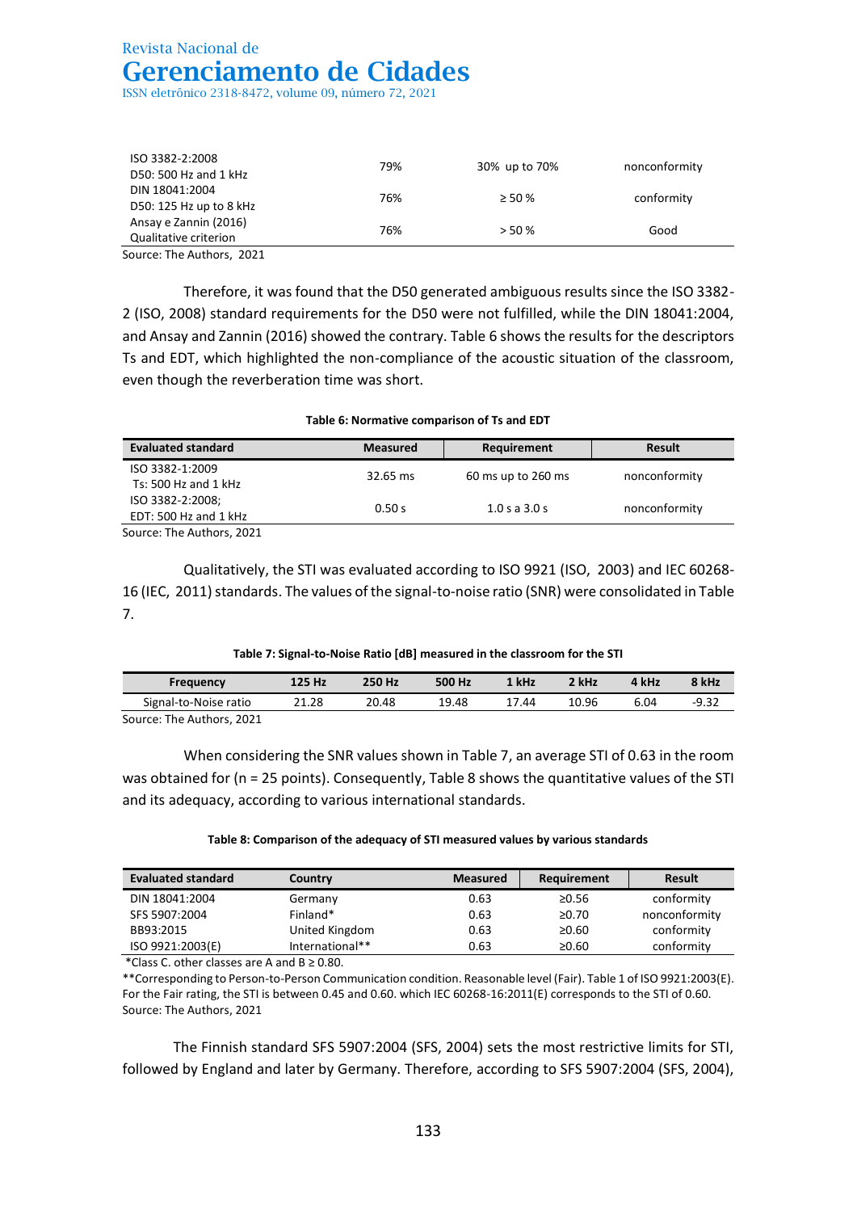| | | | |
|---|---|---|---|
| ISO 3382-2:2008 D50: 500 Hz and 1 kHz | 79% | 30% up to 70% | nonconformity |
| DIN 18041:2004 D50: 125 Hz up to 8 kHz | 76% | ≥ 50 % | conformity |
| Ansay e Zannin (2016) Qualitative criterion | 76% | > 50 % | Good |

Source: The Authors, 2021

Therefore, it was found that the D50 generated ambiguous results since the ISO 3382-2 (ISO, 2008) standard requirements for the D50 were not fulfilled, while the DIN 18041:2004, and Ansay and Zannin (2016) showed the contrary. Table 6 shows the results for the descriptors Ts and EDT, which highlighted the non-compliance of the acoustic situation of the classroom, even though the reverberation time was short.

**Table 6: Normative comparison of Ts and EDT**

| Evaluated standard | Measured | Requirement | Result |
|---|---|---|---|
| ISO 3382-1:2009 Ts: 500 Hz and 1 kHz | 32.65 ms | 60 ms up to 260 ms | nonconformity |
| ISO 3382-2:2008; EDT: 500 Hz and 1 kHz | 0.50 s | 1.0 s a 3.0 s | nonconformity |

Source: The Authors, 2021

Qualitatively, the STI was evaluated according to ISO 9921 (ISO, 2003) and IEC 60268-16 (IEC, 2011) standards. The values of the signal-to-noise ratio (SNR) were consolidated in Table 7.

**Table 7: Signal-to-Noise Ratio [dB] measured in the classroom for the STI**

| Frequency | 125 Hz | 250 Hz | 500 Hz | 1 kHz | 2 kHz | 4 kHz | 8 kHz |
|---|---|---|---|---|---|---|---|
| Signal-to-Noise ratio | 21.28 | 20.48 | 19.48 | 17.44 | 10.96 | 6.04 | -9.32 |

Source: The Authors, 2021

When considering the SNR values shown in Table 7, an average STI of 0.63 in the room was obtained for (n = 25 points). Consequently, Table 8 shows the quantitative values of the STI and its adequacy, according to various international standards.

**Table 8: Comparison of the adequacy of STI measured values by various standards**

| Evaluated standard | Country | Measured | Requirement | Result |
|---|---|---|---|---|
| DIN 18041:2004 | Germany | 0.63 | ≥0.56 | conformity |
| SFS 5907:2004 | Finland* | 0.63 | ≥0.70 | nonconformity |
| BB93:2015 | United Kingdom | 0.63 | ≥0.60 | conformity |
| ISO 9921:2003(E) | International** | 0.63 | ≥0.60 | conformity |

*Class C. other classes are A and B ≥ 0.80.

**Corresponding to Person-to-Person Communication condition. Reasonable level (Fair). Table 1 of ISO 9921:2003(E). For the Fair rating, the STI is between 0.45 and 0.60. which IEC 60268-16:2011(E) corresponds to the STI of 0.60.

Source: The Authors, 2021

The Finnish standard SFS 5907:2004 (SFS, 2004) sets the most restrictive limits for STI, followed by England and later by Germany. Therefore, according to SFS 5907:2004 (SFS, 2004),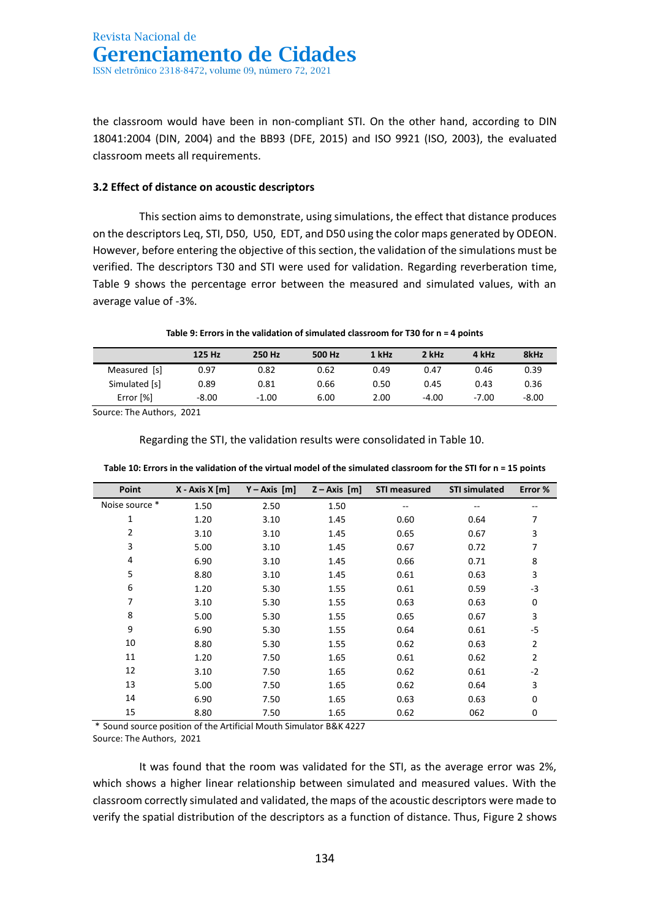the classroom would have been in non-compliant STI. On the other hand, according to DIN 18041:2004 (DIN, 2004) and the BB93 (DFE, 2015) and ISO 9921 (ISO, 2003), the evaluated classroom meets all requirements.

### 3.2 Effect of distance on acoustic descriptors

This section aims to demonstrate, using simulations, the effect that distance produces on the descriptors Leq, STI, D50, U50, EDT, and D50 using the color maps generated by ODEON. However, before entering the objective of this section, the validation of the simulations must be verified. The descriptors T30 and STI were used for validation. Regarding reverberation time, Table 9 shows the percentage error between the measured and simulated values, with an average value of -3%.

**Table 9: Errors in the validation of simulated classroom for T30 for n = 4 points**

| | 125 Hz | 250 Hz | 500 Hz | 1 kHz | 2 kHz | 4 kHz | 8kHz |
|---|---|---|---|---|---|---|---|
| Measured [s] | 0.97 | 0.82 | 0.62 | 0.49 | 0.47 | 0.46 | 0.39 |
| Simulated [s] | 0.89 | 0.81 | 0.66 | 0.50 | 0.45 | 0.43 | 0.36 |
| Error [%] | -8.00 | -1.00 | 6.00 | 2.00 | -4.00 | -7.00 | -8.00 |

Source: The Authors, 2021

Regarding the STI, the validation results were consolidated in Table 10.

**Table 10: Errors in the validation of the virtual model of the simulated classroom for the STI for n = 15 points**

| Point | X - Axis X [m] | Y – Axis [m] | Z – Axis [m] | STI measured | STI simulated | Error % |
|---|---|---|---|---|---|---|
| Noise source * | 1.50 | 2.50 | 1.50 | -- | -- | -- |
| 1 | 1.20 | 3.10 | 1.45 | 0.60 | 0.64 | 7 |
| 2 | 3.10 | 3.10 | 1.45 | 0.65 | 0.67 | 3 |
| 3 | 5.00 | 3.10 | 1.45 | 0.67 | 0.72 | 7 |
| 4 | 6.90 | 3.10 | 1.45 | 0.66 | 0.71 | 8 |
| 5 | 8.80 | 3.10 | 1.45 | 0.61 | 0.63 | 3 |
| 6 | 1.20 | 5.30 | 1.55 | 0.61 | 0.59 | -3 |
| 7 | 3.10 | 5.30 | 1.55 | 0.63 | 0.63 | 0 |
| 8 | 5.00 | 5.30 | 1.55 | 0.65 | 0.67 | 3 |
| 9 | 6.90 | 5.30 | 1.55 | 0.64 | 0.61 | -5 |
| 10 | 8.80 | 5.30 | 1.55 | 0.62 | 0.63 | 2 |
| 11 | 1.20 | 7.50 | 1.65 | 0.61 | 0.62 | 2 |
| 12 | 3.10 | 7.50 | 1.65 | 0.62 | 0.61 | -2 |
| 13 | 5.00 | 7.50 | 1.65 | 0.62 | 0.64 | 3 |
| 14 | 6.90 | 7.50 | 1.65 | 0.63 | 0.63 | 0 |
| 15 | 8.80 | 7.50 | 1.65 | 0.62 | 062 | 0 |

\* Sound source position of the Artificial Mouth Simulator B&K 4227

Source: The Authors, 2021

It was found that the room was validated for the STI, as the average error was 2%, which shows a higher linear relationship between simulated and measured values. With the classroom correctly simulated and validated, the maps of the acoustic descriptors were made to verify the spatial distribution of the descriptors as a function of distance. Thus, Figure 2 shows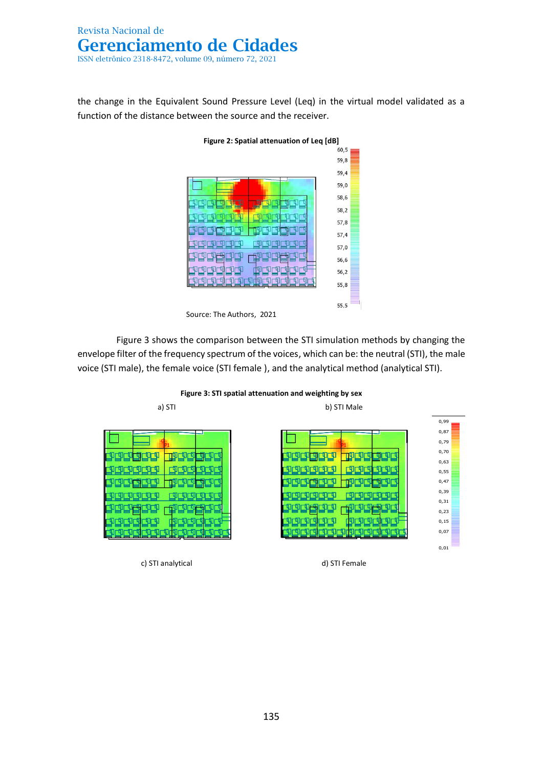the change in the Equivalent Sound Pressure Level (Leq) in the virtual model validated as a function of the distance between the source and the receiver.

**Figure 2: Spatial attenuation of Leq [dB]**

Source: The Authors, 2021

Figure 3 shows the comparison between the STI simulation methods by changing the envelope filter of the frequency spectrum of the voices, which can be: the neutral (STI), the male voice (STI male), the female voice (STI female ), and the analytical method (analytical STI).

**Figure 3: STI spatial attenuation and weighting by sex**

a) STI

b) STI Male

c) STI analytical

d) STI Female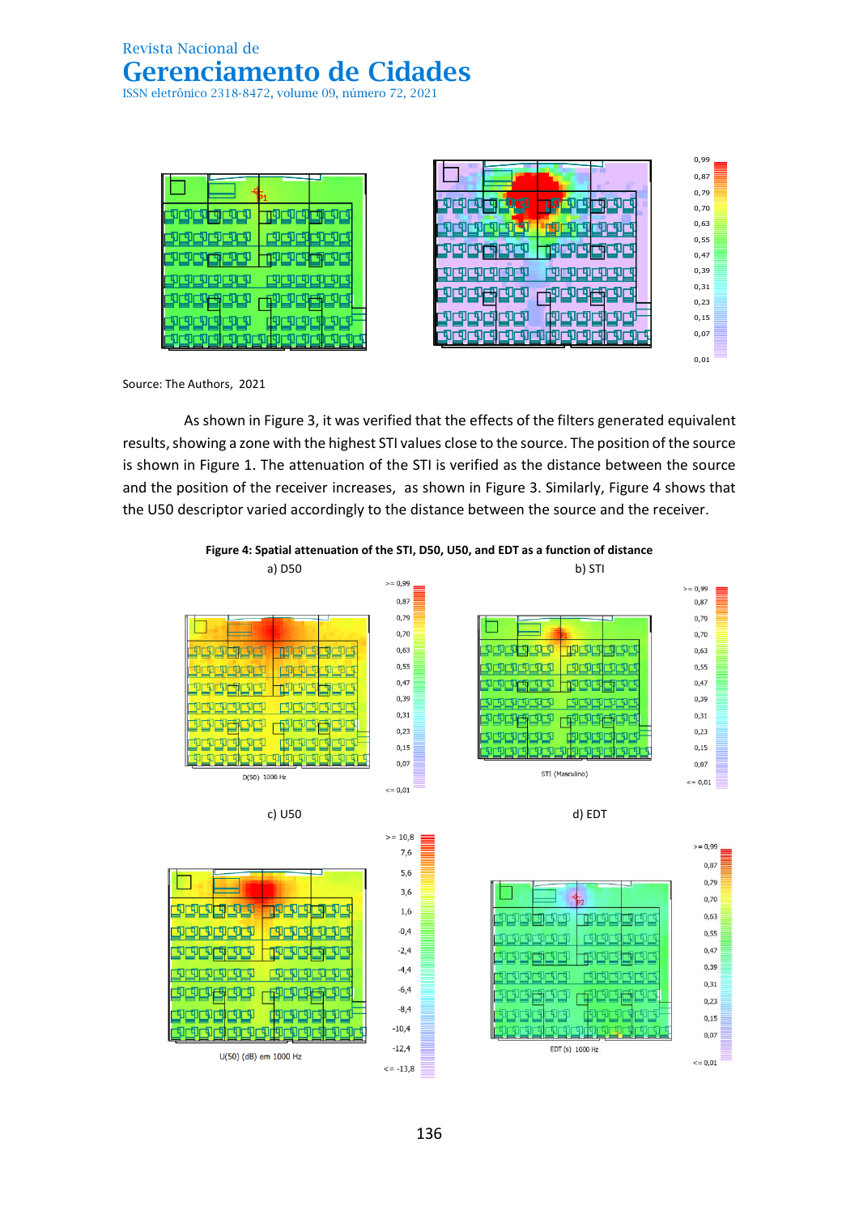Source: The Authors, 2021

As shown in Figure 3, it was verified that the effects of the filters generated equivalent results, showing a zone with the highest STI values close to the source. The position of the source is shown in Figure 1. The attenuation of the STI is verified as the distance between the source and the position of the receiver increases, as shown in Figure 3. Similarly, Figure 4 shows that the U50 descriptor varied accordingly to the distance between the source and the receiver.

**Figure 4: Spatial attenuation of the STI, D50, U50, and EDT as a function of distance**

a) D50

b) STI

c) U50

d) EDT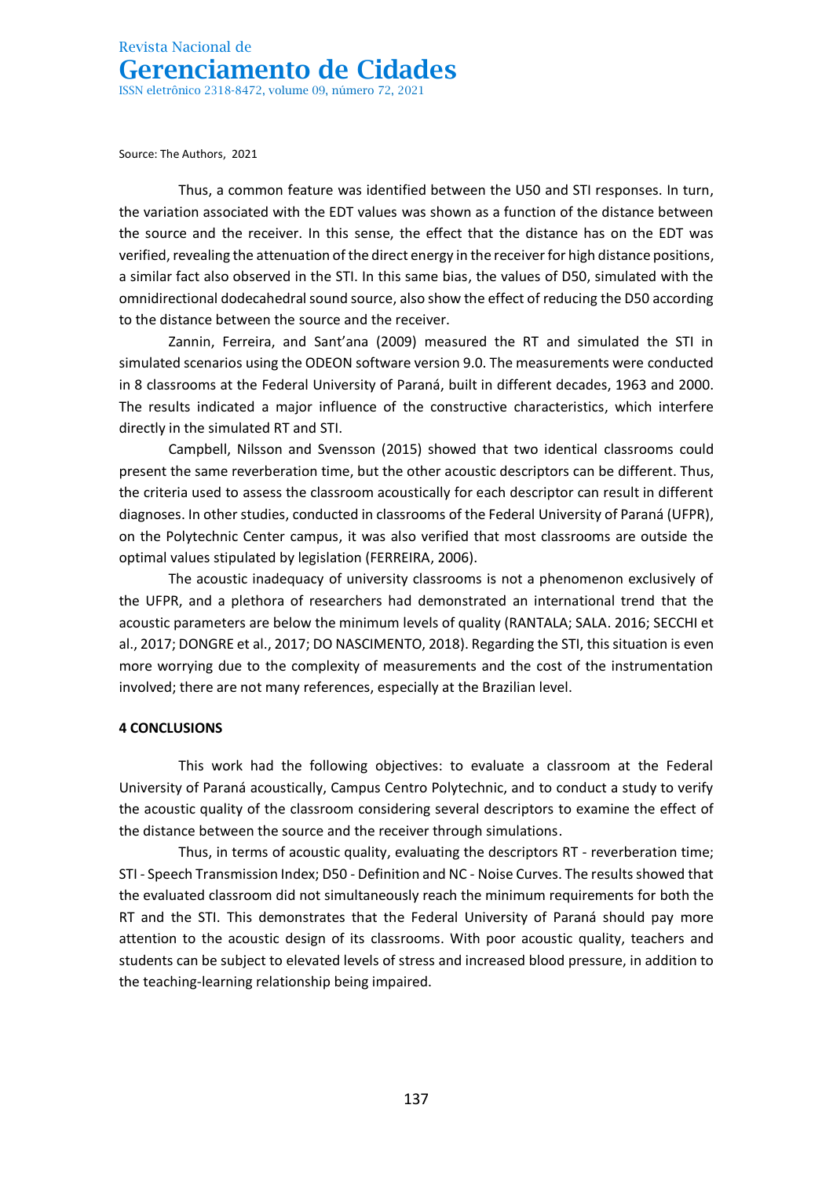Source: The Authors, 2021

Thus, a common feature was identified between the U50 and STI responses. In turn, the variation associated with the EDT values was shown as a function of the distance between the source and the receiver. In this sense, the effect that the distance has on the EDT was verified, revealing the attenuation of the direct energy in the receiver for high distance positions, a similar fact also observed in the STI. In this same bias, the values of D50, simulated with the omnidirectional dodecahedral sound source, also show the effect of reducing the D50 according to the distance between the source and the receiver.

Zannin, Ferreira, and Sant'ana (2009) measured the RT and simulated the STI in simulated scenarios using the ODEON software version 9.0. The measurements were conducted in 8 classrooms at the Federal University of Paraná, built in different decades, 1963 and 2000. The results indicated a major influence of the constructive characteristics, which interfere directly in the simulated RT and STI.

Campbell, Nilsson and Svensson (2015) showed that two identical classrooms could present the same reverberation time, but the other acoustic descriptors can be different. Thus, the criteria used to assess the classroom acoustically for each descriptor can result in different diagnoses. In other studies, conducted in classrooms of the Federal University of Paraná (UFPR), on the Polytechnic Center campus, it was also verified that most classrooms are outside the optimal values stipulated by legislation (FERREIRA, 2006).

The acoustic inadequacy of university classrooms is not a phenomenon exclusively of the UFPR, and a plethora of researchers had demonstrated an international trend that the acoustic parameters are below the minimum levels of quality (RANTALA; SALA. 2016; SECCHI et al., 2017; DONGRE et al., 2017; DO NASCIMENTO, 2018). Regarding the STI, this situation is even more worrying due to the complexity of measurements and the cost of the instrumentation involved; there are not many references, especially at the Brazilian level.

## 4 CONCLUSIONS

This work had the following objectives: to evaluate a classroom at the Federal University of Paraná acoustically, Campus Centro Polytechnic, and to conduct a study to verify the acoustic quality of the classroom considering several descriptors to examine the effect of the distance between the source and the receiver through simulations.

Thus, in terms of acoustic quality, evaluating the descriptors RT - reverberation time; STI - Speech Transmission Index; D50 - Definition and NC - Noise Curves. The results showed that the evaluated classroom did not simultaneously reach the minimum requirements for both the RT and the STI. This demonstrates that the Federal University of Paraná should pay more attention to the acoustic design of its classrooms. With poor acoustic quality, teachers and students can be subject to elevated levels of stress and increased blood pressure, in addition to the teaching-learning relationship being impaired.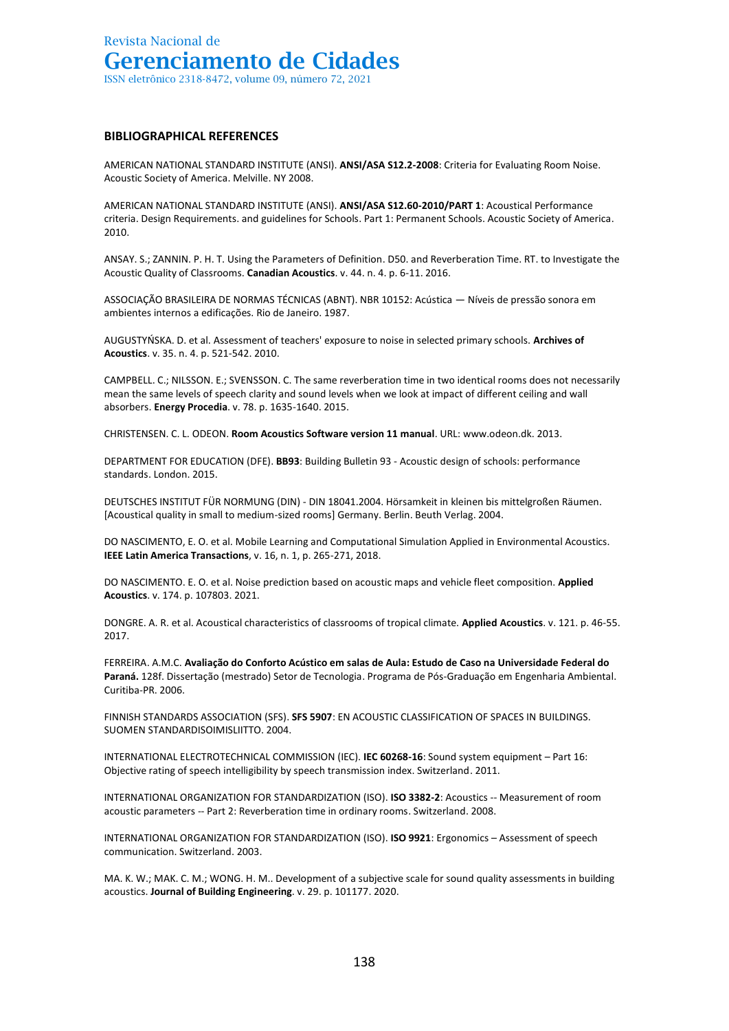## BIBLIOGRAPHICAL REFERENCES

AMERICAN NATIONAL STANDARD INSTITUTE (ANSI). **ANSI/ASA S12.2-2008**: Criteria for Evaluating Room Noise. Acoustic Society of America. Melville. NY 2008.

AMERICAN NATIONAL STANDARD INSTITUTE (ANSI). **ANSI/ASA S12.60-2010/PART 1**: Acoustical Performance criteria. Design Requirements. and guidelines for Schools. Part 1: Permanent Schools. Acoustic Society of America. 2010.

ANSAY. S.; ZANNIN. P. H. T. Using the Parameters of Definition. D50. and Reverberation Time. RT. to Investigate the Acoustic Quality of Classrooms. **Canadian Acoustics**. v. 44. n. 4. p. 6-11. 2016.

ASSOCIAÇÃO BRASILEIRA DE NORMAS TÉCNICAS (ABNT). NBR 10152: Acústica — Níveis de pressão sonora em ambientes internos a edificações. Rio de Janeiro. 1987.

AUGUSTYŃSKA. D. et al. Assessment of teachers' exposure to noise in selected primary schools. **Archives of Acoustics**. v. 35. n. 4. p. 521-542. 2010.

CAMPBELL. C.; NILSSON. E.; SVENSSON. C. The same reverberation time in two identical rooms does not necessarily mean the same levels of speech clarity and sound levels when we look at impact of different ceiling and wall absorbers. **Energy Procedia**. v. 78. p. 1635-1640. 2015.

CHRISTENSEN. C. L. ODEON. **Room Acoustics Software version 11 manual**. URL: www.odeon.dk. 2013.

DEPARTMENT FOR EDUCATION (DFE). **BB93**: Building Bulletin 93 - Acoustic design of schools: performance standards. London. 2015.

DEUTSCHES INSTITUT FÜR NORMUNG (DIN) - DIN 18041.2004. Hörsamkeit in kleinen bis mittelgroßen Räumen. [Acoustical quality in small to medium-sized rooms] Germany. Berlin. Beuth Verlag. 2004.

DO NASCIMENTO, E. O. et al. Mobile Learning and Computational Simulation Applied in Environmental Acoustics. **IEEE Latin America Transactions**, v. 16, n. 1, p. 265-271, 2018.

DO NASCIMENTO. E. O. et al. Noise prediction based on acoustic maps and vehicle fleet composition. **Applied Acoustics**. v. 174. p. 107803. 2021.

DONGRE. A. R. et al. Acoustical characteristics of classrooms of tropical climate. **Applied Acoustics**. v. 121. p. 46-55. 2017.

FERREIRA. A.M.C. **Avaliação do Conforto Acústico em salas de Aula: Estudo de Caso na Universidade Federal do Paraná.** 128f. Dissertação (mestrado) Setor de Tecnologia. Programa de Pós-Graduação em Engenharia Ambiental. Curitiba-PR. 2006.

FINNISH STANDARDS ASSOCIATION (SFS). **SFS 5907**: EN ACOUSTIC CLASSIFICATION OF SPACES IN BUILDINGS. SUOMEN STANDARDISOIMISLIITTO. 2004.

INTERNATIONAL ELECTROTECHNICAL COMMISSION (IEC). **IEC 60268-16**: Sound system equipment – Part 16: Objective rating of speech intelligibility by speech transmission index. Switzerland. 2011.

INTERNATIONAL ORGANIZATION FOR STANDARDIZATION (ISO). **ISO 3382-2**: Acoustics -- Measurement of room acoustic parameters -- Part 2: Reverberation time in ordinary rooms. Switzerland. 2008.

INTERNATIONAL ORGANIZATION FOR STANDARDIZATION (ISO). **ISO 9921**: Ergonomics – Assessment of speech communication. Switzerland. 2003.

MA. K. W.; MAK. C. M.; WONG. H. M.. Development of a subjective scale for sound quality assessments in building acoustics. **Journal of Building Engineering**. v. 29. p. 101177. 2020.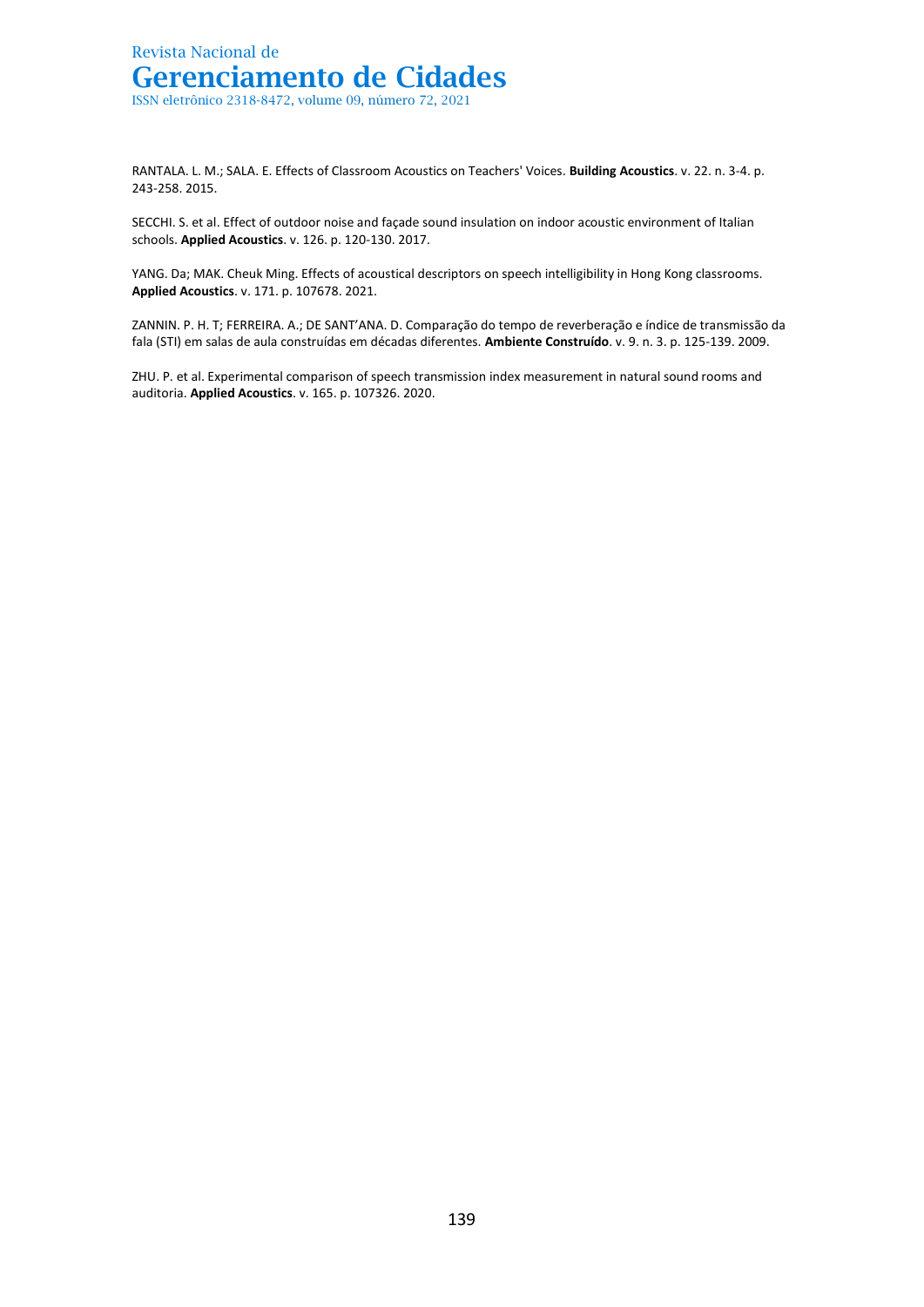RANTALA. L. M.; SALA. E. Effects of Classroom Acoustics on Teachers' Voices. **Building Acoustics**. v. 22. n. 3-4. p. 243-258. 2015.

SECCHI. S. et al. Effect of outdoor noise and façade sound insulation on indoor acoustic environment of Italian schools. **Applied Acoustics**. v. 126. p. 120-130. 2017.

YANG. Da; MAK. Cheuk Ming. Effects of acoustical descriptors on speech intelligibility in Hong Kong classrooms. **Applied Acoustics**. v. 171. p. 107678. 2021.

ZANNIN. P. H. T; FERREIRA. A.; DE SANT'ANA. D. Comparação do tempo de reverberação e índice de transmissão da fala (STI) em salas de aula construídas em décadas diferentes. **Ambiente Construído**. v. 9. n. 3. p. 125-139. 2009.

ZHU. P. et al. Experimental comparison of speech transmission index measurement in natural sound rooms and auditoria. **Applied Acoustics**. v. 165. p. 107326. 2020.